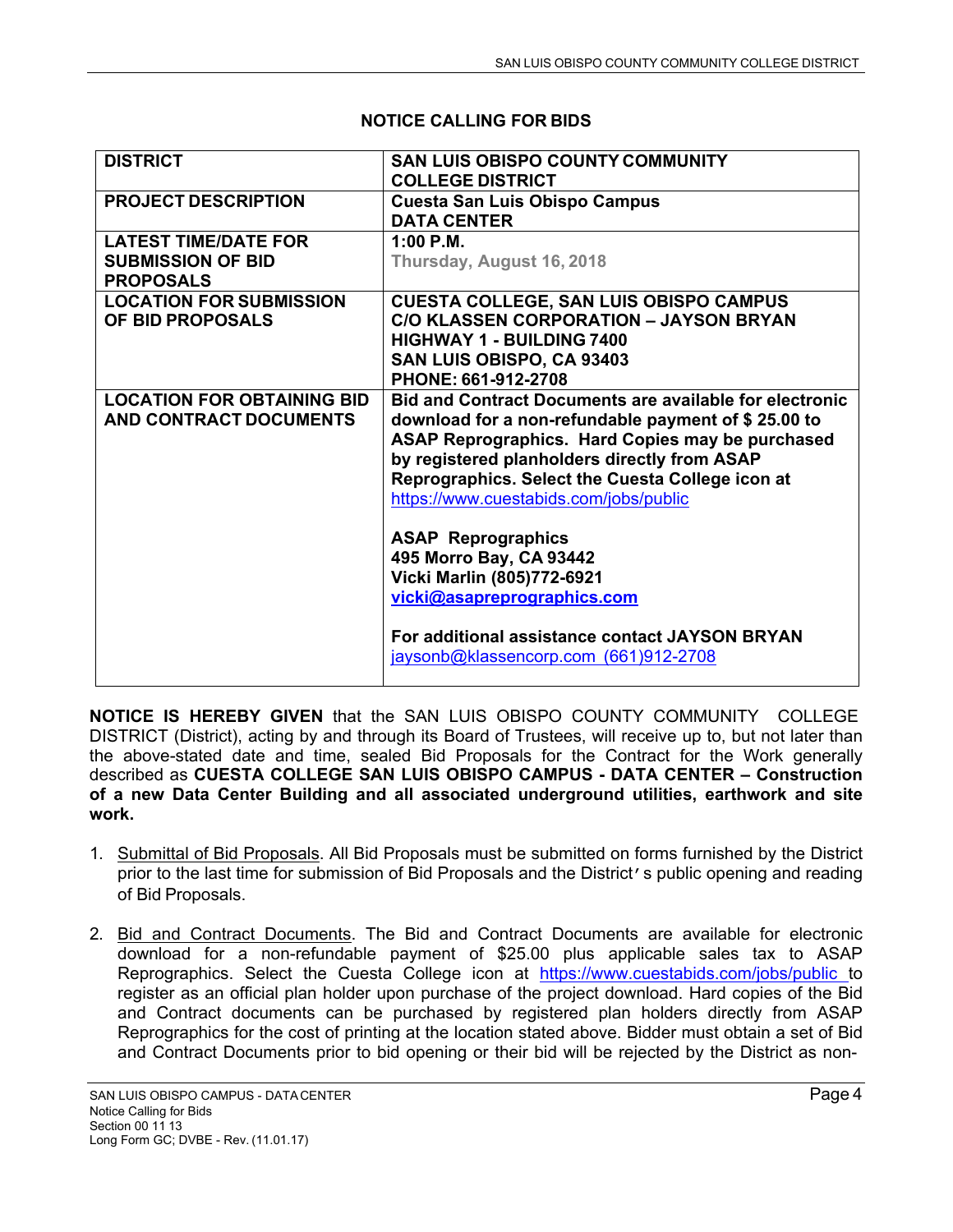## NOTICE CALLING FOR BIDS

| | |
|---|---|
| **DISTRICT** | **SAN LUIS OBISPO COUNTY COMMUNITY COLLEGE DISTRICT** |
| **PROJECT DESCRIPTION** | **Cuesta San Luis Obispo Campus DATA CENTER** |
| **LATEST TIME/DATE FOR SUBMISSION OF BID PROPOSALS** | **1:00 P.M.** **Thursday, August 16, 2018** |
| **LOCATION FOR SUBMISSION OF BID PROPOSALS** | **CUESTA COLLEGE, SAN LUIS OBISPO CAMPUS** **C/O KLASSEN CORPORATION – JAYSON BRYAN** **HIGHWAY 1 - BUILDING 7400** **SAN LUIS OBISPO, CA 93403** **PHONE: 661-912-2708** |
| **LOCATION FOR OBTAINING BID AND CONTRACT DOCUMENTS** | **Bid and Contract Documents are available for electronic download for a non-refundable payment of $ 25.00 to ASAP Reprographics. Hard Copies may be purchased by registered planholders directly from ASAP Reprographics. Select the Cuesta College icon at** https://www.cuestabids.com/jobs/public<br><br>**ASAP Reprographics** **495 Morro Bay, CA 93442** **Vicki Marlin (805)772-6921** **vicki@asapreprographics.com**<br><br>**For additional assistance contact JAYSON BRYAN** jaysonb@klassencorp.com (661)912-2708 |

**NOTICE IS HEREBY GIVEN** that the SAN LUIS OBISPO COUNTY COMMUNITY COLLEGE DISTRICT (District), acting by and through its Board of Trustees, will receive up to, but not later than the above-stated date and time, sealed Bid Proposals for the Contract for the Work generally described as **CUESTA COLLEGE SAN LUIS OBISPO CAMPUS - DATA CENTER – Construction of a new Data Center Building and all associated underground utilities, earthwork and site work.**

1. Submittal of Bid Proposals. All Bid Proposals must be submitted on forms furnished by the District prior to the last time for submission of Bid Proposals and the District's public opening and reading of Bid Proposals.

2. Bid and Contract Documents. The Bid and Contract Documents are available for electronic download for a non-refundable payment of $25.00 plus applicable sales tax to ASAP Reprographics. Select the Cuesta College icon at https://www.cuestabids.com/jobs/public to register as an official plan holder upon purchase of the project download. Hard copies of the Bid and Contract documents can be purchased by registered plan holders directly from ASAP Reprographics for the cost of printing at the location stated above. Bidder must obtain a set of Bid and Contract Documents prior to bid opening or their bid will be rejected by the District as non-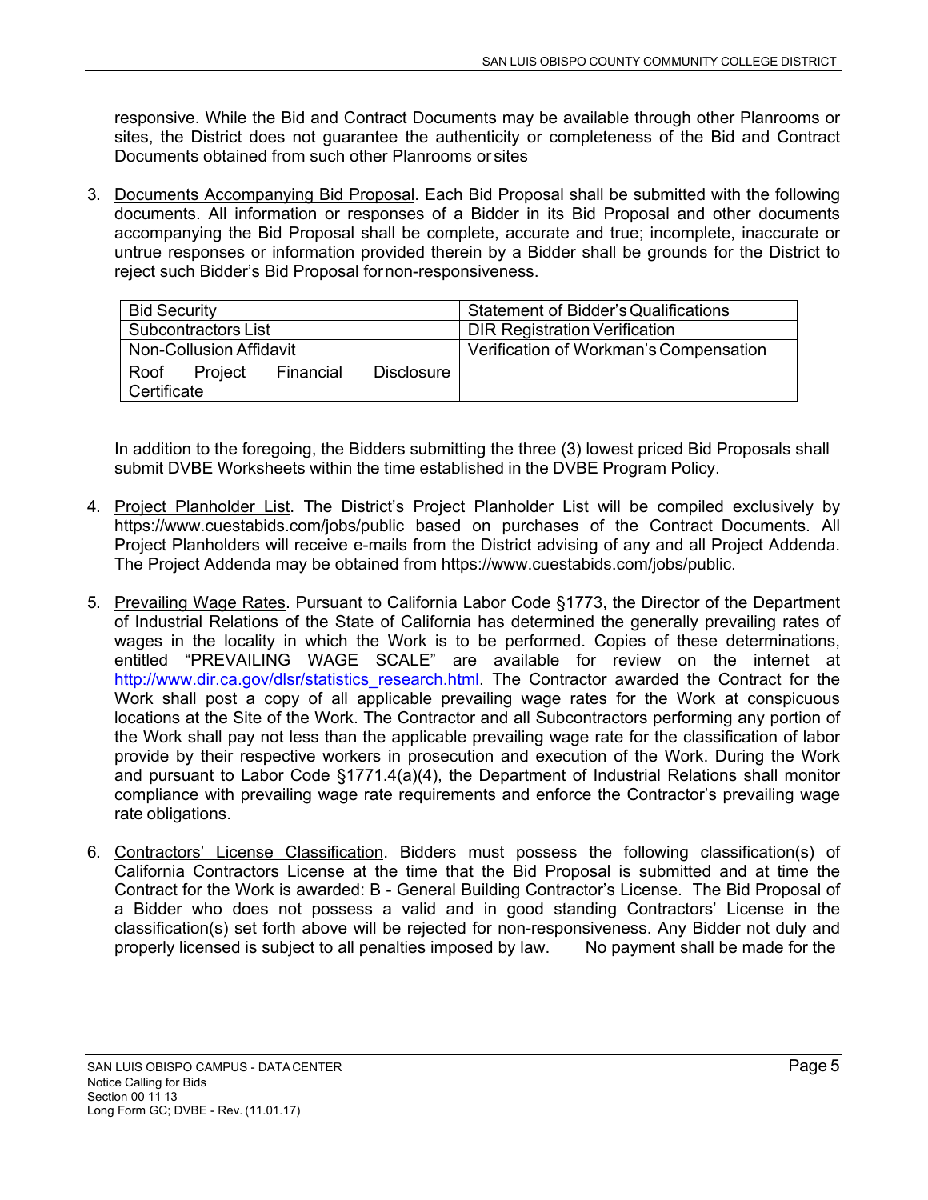responsive. While the Bid and Contract Documents may be available through other Planrooms or sites, the District does not guarantee the authenticity or completeness of the Bid and Contract Documents obtained from such other Planrooms or sites

3. Documents Accompanying Bid Proposal. Each Bid Proposal shall be submitted with the following documents. All information or responses of a Bidder in its Bid Proposal and other documents accompanying the Bid Proposal shall be complete, accurate and true; incomplete, inaccurate or untrue responses or information provided therein by a Bidder shall be grounds for the District to reject such Bidder's Bid Proposal for non-responsiveness.

| Bid Security | Statement of Bidder's Qualifications |
|---|---|
| Subcontractors List | DIR Registration Verification |
| Non-Collusion Affidavit | Verification of Workman's Compensation |
| Roof Project Financial Disclosure Certificate | |

In addition to the foregoing, the Bidders submitting the three (3) lowest priced Bid Proposals shall submit DVBE Worksheets within the time established in the DVBE Program Policy.

4. Project Planholder List. The District's Project Planholder List will be compiled exclusively by https://www.cuestabids.com/jobs/public based on purchases of the Contract Documents. All Project Planholders will receive e-mails from the District advising of any and all Project Addenda. The Project Addenda may be obtained from https://www.cuestabids.com/jobs/public.

5. Prevailing Wage Rates. Pursuant to California Labor Code §1773, the Director of the Department of Industrial Relations of the State of California has determined the generally prevailing rates of wages in the locality in which the Work is to be performed. Copies of these determinations, entitled "PREVAILING WAGE SCALE" are available for review on the internet at http://www.dir.ca.gov/dlsr/statistics_research.html. The Contractor awarded the Contract for the Work shall post a copy of all applicable prevailing wage rates for the Work at conspicuous locations at the Site of the Work. The Contractor and all Subcontractors performing any portion of the Work shall pay not less than the applicable prevailing wage rate for the classification of labor provide by their respective workers in prosecution and execution of the Work. During the Work and pursuant to Labor Code §1771.4(a)(4), the Department of Industrial Relations shall monitor compliance with prevailing wage rate requirements and enforce the Contractor's prevailing wage rate obligations.

6. Contractors' License Classification. Bidders must possess the following classification(s) of California Contractors License at the time that the Bid Proposal is submitted and at time the Contract for the Work is awarded: B - General Building Contractor's License. The Bid Proposal of a Bidder who does not possess a valid and in good standing Contractors' License in the classification(s) set forth above will be rejected for non-responsiveness. Any Bidder not duly and properly licensed is subject to all penalties imposed by law. No payment shall be made for the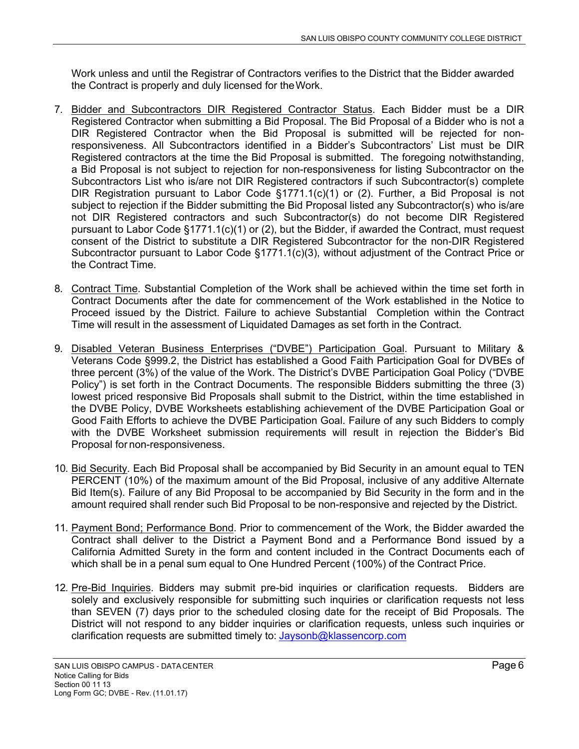Work unless and until the Registrar of Contractors verifies to the District that the Bidder awarded the Contract is properly and duly licensed for the Work.

7. Bidder and Subcontractors DIR Registered Contractor Status. Each Bidder must be a DIR Registered Contractor when submitting a Bid Proposal. The Bid Proposal of a Bidder who is not a DIR Registered Contractor when the Bid Proposal is submitted will be rejected for non-responsiveness. All Subcontractors identified in a Bidder's Subcontractors' List must be DIR Registered contractors at the time the Bid Proposal is submitted. The foregoing notwithstanding, a Bid Proposal is not subject to rejection for non-responsiveness for listing Subcontractor on the Subcontractors List who is/are not DIR Registered contractors if such Subcontractor(s) complete DIR Registration pursuant to Labor Code §1771.1(c)(1) or (2). Further, a Bid Proposal is not subject to rejection if the Bidder submitting the Bid Proposal listed any Subcontractor(s) who is/are not DIR Registered contractors and such Subcontractor(s) do not become DIR Registered pursuant to Labor Code §1771.1(c)(1) or (2), but the Bidder, if awarded the Contract, must request consent of the District to substitute a DIR Registered Subcontractor for the non-DIR Registered Subcontractor pursuant to Labor Code §1771.1(c)(3), without adjustment of the Contract Price or the Contract Time.

8. Contract Time. Substantial Completion of the Work shall be achieved within the time set forth in Contract Documents after the date for commencement of the Work established in the Notice to Proceed issued by the District. Failure to achieve Substantial Completion within the Contract Time will result in the assessment of Liquidated Damages as set forth in the Contract.

9. Disabled Veteran Business Enterprises ("DVBE") Participation Goal. Pursuant to Military & Veterans Code §999.2, the District has established a Good Faith Participation Goal for DVBEs of three percent (3%) of the value of the Work. The District's DVBE Participation Goal Policy ("DVBE Policy") is set forth in the Contract Documents. The responsible Bidders submitting the three (3) lowest priced responsive Bid Proposals shall submit to the District, within the time established in the DVBE Policy, DVBE Worksheets establishing achievement of the DVBE Participation Goal or Good Faith Efforts to achieve the DVBE Participation Goal. Failure of any such Bidders to comply with the DVBE Worksheet submission requirements will result in rejection the Bidder's Bid Proposal for non-responsiveness.

10. Bid Security. Each Bid Proposal shall be accompanied by Bid Security in an amount equal to TEN PERCENT (10%) of the maximum amount of the Bid Proposal, inclusive of any additive Alternate Bid Item(s). Failure of any Bid Proposal to be accompanied by Bid Security in the form and in the amount required shall render such Bid Proposal to be non-responsive and rejected by the District.

11. Payment Bond; Performance Bond. Prior to commencement of the Work, the Bidder awarded the Contract shall deliver to the District a Payment Bond and a Performance Bond issued by a California Admitted Surety in the form and content included in the Contract Documents each of which shall be in a penal sum equal to One Hundred Percent (100%) of the Contract Price.

12. Pre-Bid Inquiries. Bidders may submit pre-bid inquiries or clarification requests. Bidders are solely and exclusively responsible for submitting such inquiries or clarification requests not less than SEVEN (7) days prior to the scheduled closing date for the receipt of Bid Proposals. The District will not respond to any bidder inquiries or clarification requests, unless such inquiries or clarification requests are submitted timely to: Jaysonb@klassencorp.com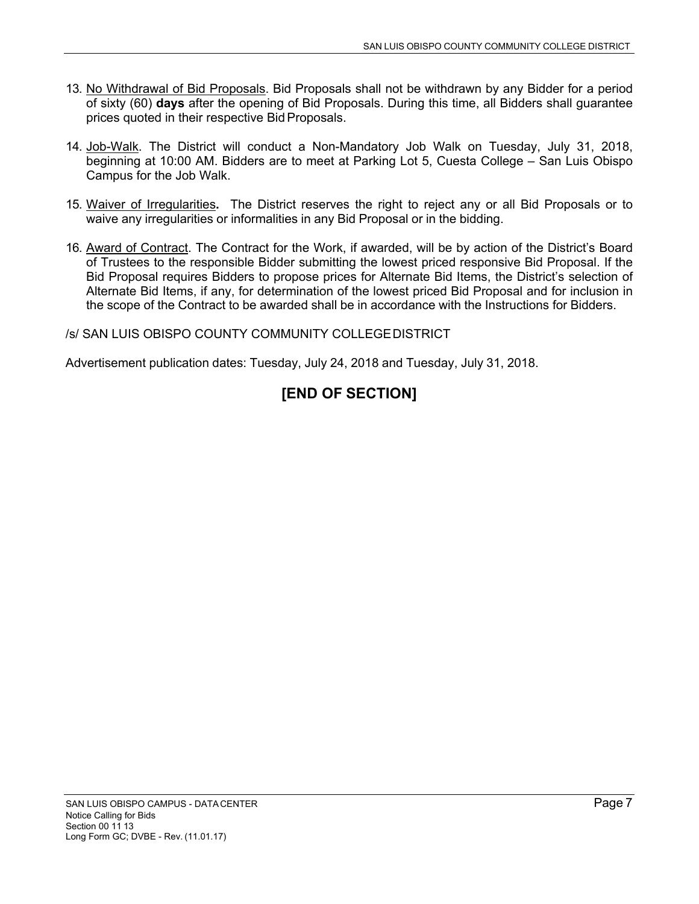13. No Withdrawal of Bid Proposals. Bid Proposals shall not be withdrawn by any Bidder for a period of sixty (60) **days** after the opening of Bid Proposals. During this time, all Bidders shall guarantee prices quoted in their respective Bid Proposals.

14. Job-Walk. The District will conduct a Non-Mandatory Job Walk on Tuesday, July 31, 2018, beginning at 10:00 AM. Bidders are to meet at Parking Lot 5, Cuesta College – San Luis Obispo Campus for the Job Walk.

15. Waiver of Irregularities**.** The District reserves the right to reject any or all Bid Proposals or to waive any irregularities or informalities in any Bid Proposal or in the bidding.

16. Award of Contract. The Contract for the Work, if awarded, will be by action of the District's Board of Trustees to the responsible Bidder submitting the lowest priced responsive Bid Proposal. If the Bid Proposal requires Bidders to propose prices for Alternate Bid Items, the District's selection of Alternate Bid Items, if any, for determination of the lowest priced Bid Proposal and for inclusion in the scope of the Contract to be awarded shall be in accordance with the Instructions for Bidders.

/s/ SAN LUIS OBISPO COUNTY COMMUNITY COLLEGE DISTRICT

Advertisement publication dates: Tuesday, July 24, 2018 and Tuesday, July 31, 2018.

**[END OF SECTION]**